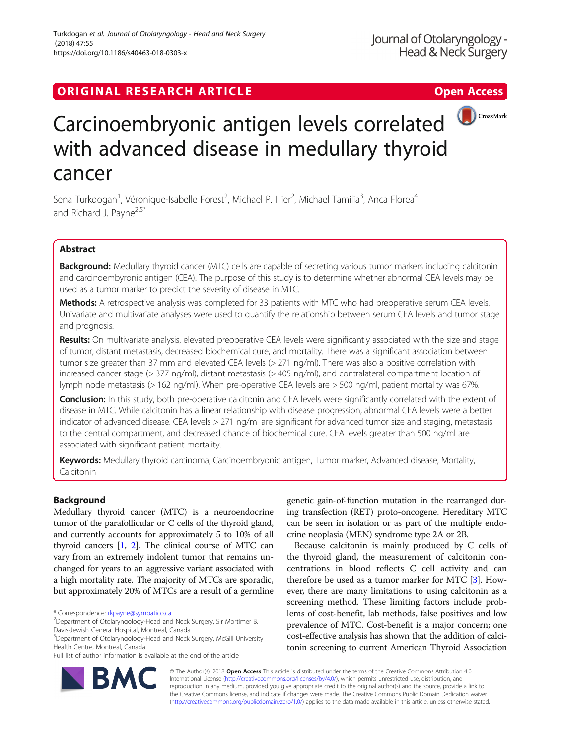ORIGINAL RESEARCH ARTICLE

Open Access

# Carcinoembryonic antigen levels correlated with advanced disease in medullary thyroid cancer

Sena Turkdogan[1], Véronique-Isabelle Forest[2], Michael P. Hier[2], Michael Tamilia[3], Anca Florea[4] and Richard J. Payne[2,5*]

## Abstract

**Background:** Medullary thyroid cancer (MTC) cells are capable of secreting various tumor markers including calcitonin and carcinoembryonic antigen (CEA). The purpose of this study is to determine whether abnormal CEA levels may be used as a tumor marker to predict the severity of disease in MTC.

**Methods:** A retrospective analysis was completed for 33 patients with MTC who had preoperative serum CEA levels. Univariate and multivariate analyses were used to quantify the relationship between serum CEA levels and tumor stage and prognosis.

**Results:** On multivariate analysis, elevated preoperative CEA levels were significantly associated with the size and stage of tumor, distant metastasis, decreased biochemical cure, and mortality. There was a significant association between tumor size greater than 37 mm and elevated CEA levels (> 271 ng/ml). There was also a positive correlation with increased cancer stage (> 377 ng/ml), distant metastasis (> 405 ng/ml), and contralateral compartment location of lymph node metastasis (> 162 ng/ml). When pre-operative CEA levels are > 500 ng/ml, patient mortality was 67%.

**Conclusion:** In this study, both pre-operative calcitonin and CEA levels were significantly correlated with the extent of disease in MTC. While calcitonin has a linear relationship with disease progression, abnormal CEA levels were a better indicator of advanced disease. CEA levels > 271 ng/ml are significant for advanced tumor size and staging, metastasis to the central compartment, and decreased chance of biochemical cure. CEA levels greater than 500 ng/ml are associated with significant patient mortality.

**Keywords:** Medullary thyroid carcinoma, Carcinoembryonic antigen, Tumor marker, Advanced disease, Mortality, Calcitonin

## Background

Medullary thyroid cancer (MTC) is a neuroendocrine tumor of the parafollicular or C cells of the thyroid gland, and currently accounts for approximately 5 to 10% of all thyroid cancers [1, 2]. The clinical course of MTC can vary from an extremely indolent tumor that remains unchanged for years to an aggressive variant associated with a high mortality rate. The majority of MTCs are sporadic, but approximately 20% of MTCs are a result of a germline genetic gain-of-function mutation in the rearranged during transfection (RET) proto-oncogene. Hereditary MTC can be seen in isolation or as part of the multiple endocrine neoplasia (MEN) syndrome type 2A or 2B.

Because calcitonin is mainly produced by C cells of the thyroid gland, the measurement of calcitonin concentrations in blood reflects C cell activity and can therefore be used as a tumor marker for MTC [3]. However, there are many limitations to using calcitonin as a screening method. These limiting factors include problems of cost-benefit, lab methods, false positives and low prevalence of MTC. Cost-benefit is a major concern; one cost-effective analysis has shown that the addition of calcitonin screening to current American Thyroid Association

* Correspondence: rkpayne@sympatico.ca
[2]Department of Otolaryngology-Head and Neck Surgery, Sir Mortimer B. Davis-Jewish General Hospital, Montreal, Canada
[5]Department of Otolaryngology-Head and Neck Surgery, McGill University Health Centre, Montreal, Canada
Full list of author information is available at the end of the article

© The Author(s). 2018 **Open Access** This article is distributed under the terms of the Creative Commons Attribution 4.0 International License (http://creativecommons.org/licenses/by/4.0/), which permits unrestricted use, distribution, and reproduction in any medium, provided you give appropriate credit to the original author(s) and the source, provide a link to the Creative Commons license, and indicate if changes were made. The Creative Commons Public Domain Dedication waiver (http://creativecommons.org/publicdomain/zero/1.0/) applies to the data made available in this article, unless otherwise stated.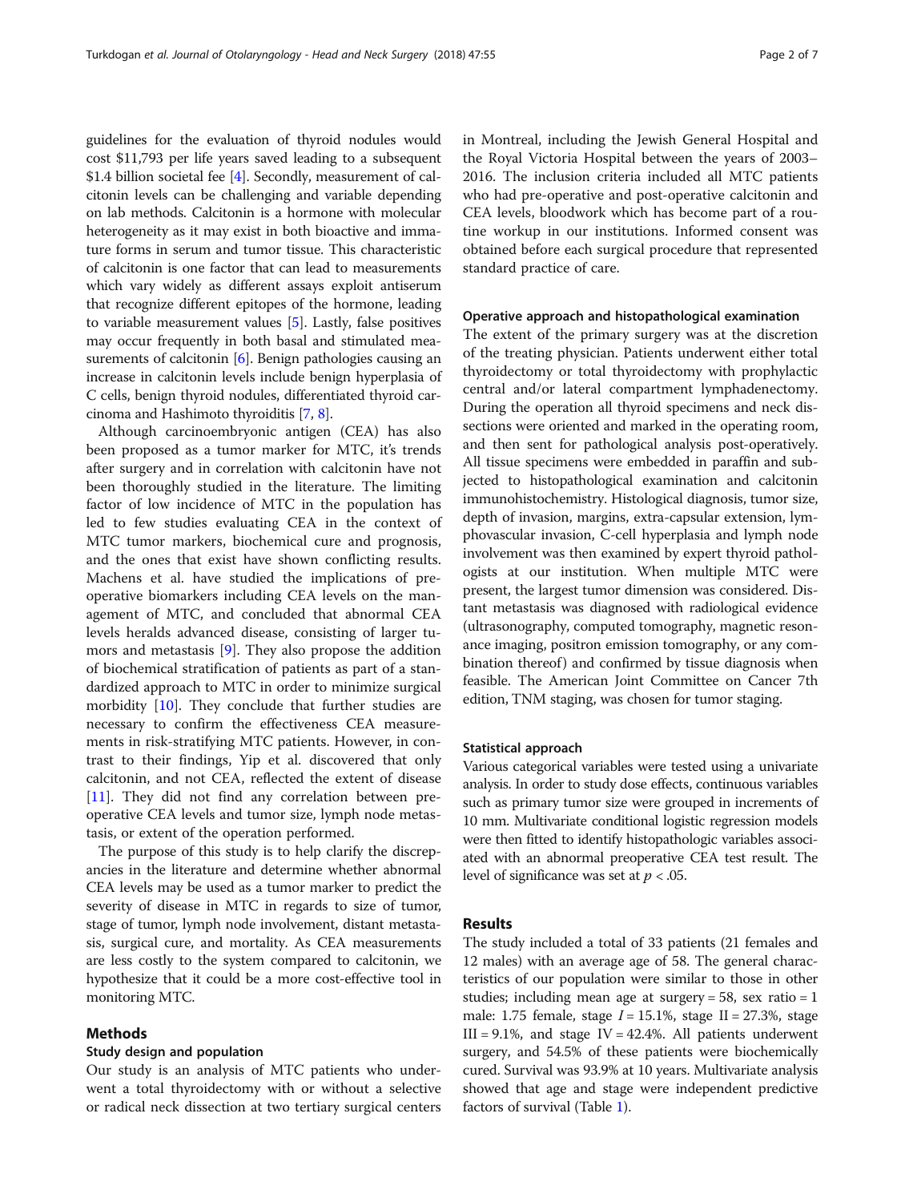guidelines for the evaluation of thyroid nodules would cost $11,793 per life years saved leading to a subsequent $1.4 billion societal fee [4]. Secondly, measurement of calcitonin levels can be challenging and variable depending on lab methods. Calcitonin is a hormone with molecular heterogeneity as it may exist in both bioactive and immature forms in serum and tumor tissue. This characteristic of calcitonin is one factor that can lead to measurements which vary widely as different assays exploit antiserum that recognize different epitopes of the hormone, leading to variable measurement values [5]. Lastly, false positives may occur frequently in both basal and stimulated measurements of calcitonin [6]. Benign pathologies causing an increase in calcitonin levels include benign hyperplasia of C cells, benign thyroid nodules, differentiated thyroid carcinoma and Hashimoto thyroiditis [7, 8].

Although carcinoembryonic antigen (CEA) has also been proposed as a tumor marker for MTC, it's trends after surgery and in correlation with calcitonin have not been thoroughly studied in the literature. The limiting factor of low incidence of MTC in the population has led to few studies evaluating CEA in the context of MTC tumor markers, biochemical cure and prognosis, and the ones that exist have shown conflicting results. Machens et al. have studied the implications of preoperative biomarkers including CEA levels on the management of MTC, and concluded that abnormal CEA levels heralds advanced disease, consisting of larger tumors and metastasis [9]. They also propose the addition of biochemical stratification of patients as part of a standardized approach to MTC in order to minimize surgical morbidity [10]. They conclude that further studies are necessary to confirm the effectiveness CEA measurements in risk-stratifying MTC patients. However, in contrast to their findings, Yip et al. discovered that only calcitonin, and not CEA, reflected the extent of disease [11]. They did not find any correlation between preoperative CEA levels and tumor size, lymph node metastasis, or extent of the operation performed.

The purpose of this study is to help clarify the discrepancies in the literature and determine whether abnormal CEA levels may be used as a tumor marker to predict the severity of disease in MTC in regards to size of tumor, stage of tumor, lymph node involvement, distant metastasis, surgical cure, and mortality. As CEA measurements are less costly to the system compared to calcitonin, we hypothesize that it could be a more cost-effective tool in monitoring MTC.

## Methods

### Study design and population

Our study is an analysis of MTC patients who underwent a total thyroidectomy with or without a selective or radical neck dissection at two tertiary surgical centers in Montreal, including the Jewish General Hospital and the Royal Victoria Hospital between the years of 2003–2016. The inclusion criteria included all MTC patients who had pre-operative and post-operative calcitonin and CEA levels, bloodwork which has become part of a routine workup in our institutions. Informed consent was obtained before each surgical procedure that represented standard practice of care.

### Operative approach and histopathological examination

The extent of the primary surgery was at the discretion of the treating physician. Patients underwent either total thyroidectomy or total thyroidectomy with prophylactic central and/or lateral compartment lymphadenectomy. During the operation all thyroid specimens and neck dissections were oriented and marked in the operating room, and then sent for pathological analysis post-operatively. All tissue specimens were embedded in paraffin and subjected to histopathological examination and calcitonin immunohistochemistry. Histological diagnosis, tumor size, depth of invasion, margins, extra-capsular extension, lymphovascular invasion, C-cell hyperplasia and lymph node involvement was then examined by expert thyroid pathologists at our institution. When multiple MTC were present, the largest tumor dimension was considered. Distant metastasis was diagnosed with radiological evidence (ultrasonography, computed tomography, magnetic resonance imaging, positron emission tomography, or any combination thereof) and confirmed by tissue diagnosis when feasible. The American Joint Committee on Cancer 7th edition, TNM staging, was chosen for tumor staging.

### Statistical approach

Various categorical variables were tested using a univariate analysis. In order to study dose effects, continuous variables such as primary tumor size were grouped in increments of 10 mm. Multivariate conditional logistic regression models were then fitted to identify histopathologic variables associated with an abnormal preoperative CEA test result. The level of significance was set at $p < .05$.

## Results

The study included a total of 33 patients (21 females and 12 males) with an average age of 58. The general characteristics of our population were similar to those in other studies; including mean age at surgery = 58, sex ratio = 1 male: 1.75 female, stage $I = 15.1\%$, stage II = 27.3%, stage III = 9.1%, and stage IV = 42.4%. All patients underwent surgery, and 54.5% of these patients were biochemically cured. Survival was 93.9% at 10 years. Multivariate analysis showed that age and stage were independent predictive factors of survival (Table 1).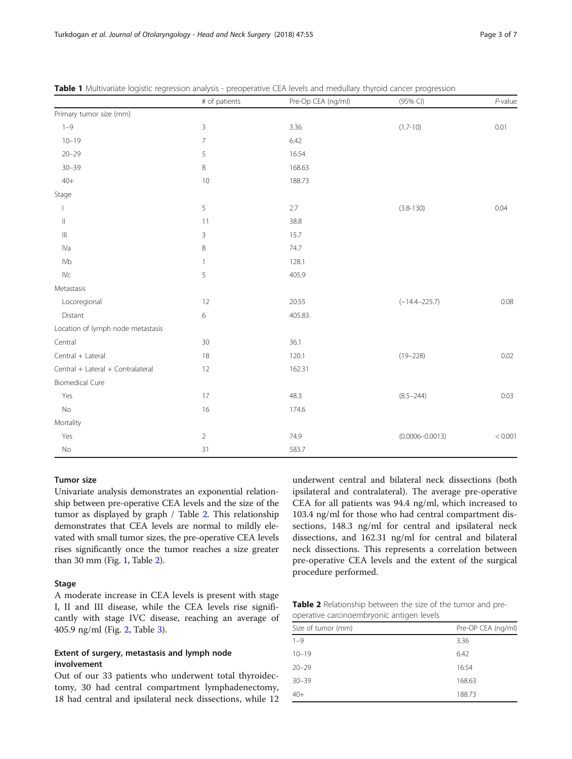**Table 1** Multivariate logistic regression analysis - preoperative CEA levels and medullary thyroid cancer progression

| | # of patients | Pre-Op CEA (ng/ml) | (95% CI) | *P*-value |
|---|---|---|---|---|
| Primary tumor size (mm) | | | | |
| 1–9 | 3 | 3.36 | (1.7-10) | 0.01 |
| 10–19 | 7 | 6.42 | | |
| 20–29 | 5 | 16.54 | | |
| 30–39 | 8 | 168.63 | | |
| 40+ | 10 | 188.73 | | |
| Stage | | | | |
| I | 5 | 2.7 | (3.8-130) | 0.04 |
| II | 11 | 38.8 | | |
| III | 3 | 15.7 | | |
| IVa | 8 | 74.7 | | |
| IVb | 1 | 128.1 | | |
| IVc | 5 | 405.9 | | |
| Metastasis | | | | |
| Locoregional | 12 | 20.55 | (−14.4–225.7) | 0.08 |
| Distant | 6 | 405.83 | | |
| Location of lymph node metastasis | | | | |
| Central | 30 | 36.1 | | |
| Central + Lateral | 18 | 120.1 | (19–228) | 0.02 |
| Central + Lateral + Contralateral | 12 | 162.31 | | |
| Biomedical Cure | | | | |
| Yes | 17 | 48.3 | (8.5–244) | 0.03 |
| No | 16 | 174.6 | | |
| Mortality | | | | |
| Yes | 2 | 74.9 | (0.0006–0.0013) | < 0.001 |
| No | 31 | 583.7 | | |

### Tumor size

Univariate analysis demonstrates an exponential relationship between pre-operative CEA levels and the size of the tumor as displayed by graph / Table 2. This relationship demonstrates that CEA levels are normal to mildly elevated with small tumor sizes, the pre-operative CEA levels rises significantly once the tumor reaches a size greater than 30 mm (Fig. 1, Table 2).

### Stage

A moderate increase in CEA levels is present with stage I, II and III disease, while the CEA levels rise significantly with stage IVC disease, reaching an average of 405.9 ng/ml (Fig. 2, Table 3).

### Extent of surgery, metastasis and lymph node involvement

Out of our 33 patients who underwent total thyroidectomy, 30 had central compartment lymphadenectomy, 18 had central and ipsilateral neck dissections, while 12 underwent central and bilateral neck dissections (both ipsilateral and contralateral). The average pre-operative CEA for all patients was 94.4 ng/ml, which increased to 103.4 ng/ml for those who had central compartment dissections, 148.3 ng/ml for central and ipsilateral neck dissections, and 162.31 ng/ml for central and bilateral neck dissections. This represents a correlation between pre-operative CEA levels and the extent of the surgical procedure performed.

**Table 2** Relationship between the size of the tumor and pre-operative carcinoembryonic antigen levels

| Size of tumor (mm) | Pre-OP CEA (ng/ml) |
|---|---|
| 1–9 | 3.36 |
| 10–19 | 6.42 |
| 20–29 | 16.54 |
| 30–39 | 168.63 |
| 40+ | 188.73 |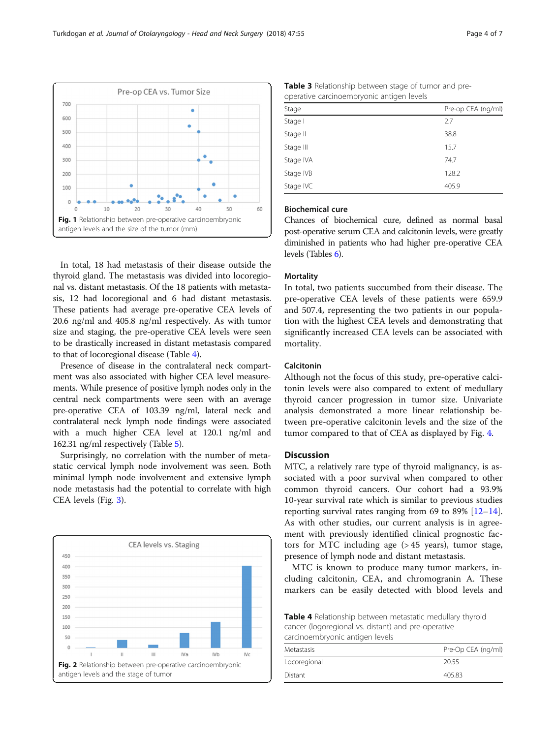Fig. 1 Relationship between pre-operative carcinoembryonic antigen levels and the size of the tumor (mm)

In total, 18 had metastasis of their disease outside the thyroid gland. The metastasis was divided into locoregional vs. distant metastasis. Of the 18 patients with metastasis, 12 had locoregional and 6 had distant metastasis. These patients had average pre-operative CEA levels of 20.6 ng/ml and 405.8 ng/ml respectively. As with tumor size and staging, the pre-operative CEA levels were seen to be drastically increased in distant metastasis compared to that of locoregional disease (Table 4).

Presence of disease in the contralateral neck compartment was also associated with higher CEA level measurements. While presence of positive lymph nodes only in the central neck compartments were seen with an average pre-operative CEA of 103.39 ng/ml, lateral neck and contralateral neck lymph node findings were associated with a much higher CEA level at 120.1 ng/ml and 162.31 ng/ml respectively (Table 5).

Surprisingly, no correlation with the number of metastatic cervical lymph node involvement was seen. Both minimal lymph node involvement and extensive lymph node metastasis had the potential to correlate with high CEA levels (Fig. 3).

Fig. 2 Relationship between pre-operative carcinoembryonic antigen levels and the stage of tumor

**Table 3** Relationship between stage of tumor and pre-operative carcinoembryonic antigen levels

| Stage | Pre-op CEA (ng/ml) |
|---|---|
| Stage I | 2.7 |
| Stage II | 38.8 |
| Stage III | 15.7 |
| Stage IVA | 74.7 |
| Stage IVB | 128.2 |
| Stage IVC | 405.9 |

### Biochemical cure

Chances of biochemical cure, defined as normal basal post-operative serum CEA and calcitonin levels, were greatly diminished in patients who had higher pre-operative CEA levels (Tables 6).

### Mortality

In total, two patients succumbed from their disease. The pre-operative CEA levels of these patients were 659.9 and 507.4, representing the two patients in our population with the highest CEA levels and demonstrating that significantly increased CEA levels can be associated with mortality.

### Calcitonin

Although not the focus of this study, pre-operative calcitonin levels were also compared to extent of medullary thyroid cancer progression in tumor size. Univariate analysis demonstrated a more linear relationship between pre-operative calcitonin levels and the size of the tumor compared to that of CEA as displayed by Fig. 4.

## Discussion

MTC, a relatively rare type of thyroid malignancy, is associated with a poor survival when compared to other common thyroid cancers. Our cohort had a 93.9% 10-year survival rate which is similar to previous studies reporting survival rates ranging from 69 to 89% [12–14]. As with other studies, our current analysis is in agreement with previously identified clinical prognostic factors for MTC including age (> 45 years), tumor stage, presence of lymph node and distant metastasis.

MTC is known to produce many tumor markers, including calcitonin, CEA, and chromogranin A. These markers can be easily detected with blood levels and

**Table 4** Relationship between metastatic medullary thyroid cancer (logoregional vs. distant) and pre-operative carcinoembryonic antigen levels

| Metastasis | Pre-Op CEA (ng/ml) |
|---|---|
| Locoregional | 20.55 |
| Distant | 405.83 |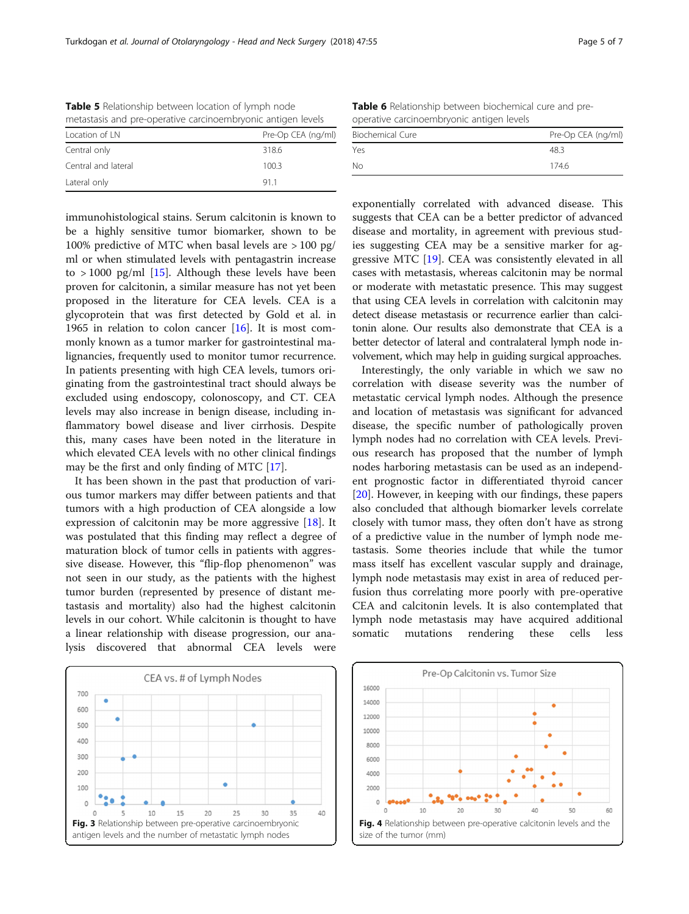**Table 5** Relationship between location of lymph node metastasis and pre-operative carcinoembryonic antigen levels

| Location of LN | Pre-Op CEA (ng/ml) |
| --- | --- |
| Central only | 318.6 |
| Central and lateral | 100.3 |
| Lateral only | 91.1 |

**Table 6** Relationship between biochemical cure and pre-operative carcinoembryonic antigen levels

| Biochemical Cure | Pre-Op CEA (ng/ml) |
| --- | --- |
| Yes | 48.3 |
| No | 174.6 |

immunohistological stains. Serum calcitonin is known to be a highly sensitive tumor biomarker, shown to be 100% predictive of MTC when basal levels are > 100 pg/ml or when stimulated levels with pentagastrin increase to > 1000 pg/ml [15]. Although these levels have been proven for calcitonin, a similar measure has not yet been proposed in the literature for CEA levels. CEA is a glycoprotein that was first detected by Gold et al. in 1965 in relation to colon cancer [16]. It is most commonly known as a tumor marker for gastrointestinal malignancies, frequently used to monitor tumor recurrence. In patients presenting with high CEA levels, tumors originating from the gastrointestinal tract should always be excluded using endoscopy, colonoscopy, and CT. CEA levels may also increase in benign disease, including inflammatory bowel disease and liver cirrhosis. Despite this, many cases have been noted in the literature in which elevated CEA levels with no other clinical findings may be the first and only finding of MTC [17].

It has been shown in the past that production of various tumor markers may differ between patients and that tumors with a high production of CEA alongside a low expression of calcitonin may be more aggressive [18]. It was postulated that this finding may reflect a degree of maturation block of tumor cells in patients with aggressive disease. However, this "flip-flop phenomenon" was not seen in our study, as the patients with the highest tumor burden (represented by presence of distant metastasis and mortality) also had the highest calcitonin levels in our cohort. While calcitonin is thought to have a linear relationship with disease progression, our analysis discovered that abnormal CEA levels were exponentially correlated with advanced disease. This suggests that CEA can be a better predictor of advanced disease and mortality, in agreement with previous studies suggesting CEA may be a sensitive marker for aggressive MTC [19]. CEA was consistently elevated in all cases with metastasis, whereas calcitonin may be normal or moderate with metastatic presence. This may suggest that using CEA levels in correlation with calcitonin may detect disease metastasis or recurrence earlier than calcitonin alone. Our results also demonstrate that CEA is a better detector of lateral and contralateral lymph node involvement, which may help in guiding surgical approaches.

Interestingly, the only variable in which we saw no correlation with disease severity was the number of metastatic cervical lymph nodes. Although the presence and location of metastasis was significant for advanced disease, the specific number of pathologically proven lymph nodes had no correlation with CEA levels. Previous research has proposed that the number of lymph nodes harboring metastasis can be used as an independent prognostic factor in differentiated thyroid cancer [20]. However, in keeping with our findings, these papers also concluded that although biomarker levels correlate closely with tumor mass, they often don't have as strong of a predictive value in the number of lymph node metastasis. Some theories include that while the tumor mass itself has excellent vascular supply and drainage, lymph node metastasis may exist in area of reduced perfusion thus correlating more poorly with pre-operative CEA and calcitonin levels. It is also contemplated that lymph node metastasis may have acquired additional somatic mutations rendering these cells less

**Fig. 3** Relationship between pre-operative carcinoembryonic antigen levels and the number of metastatic lymph nodes

**Fig. 4** Relationship between pre-operative calcitonin levels and the size of the tumor (mm)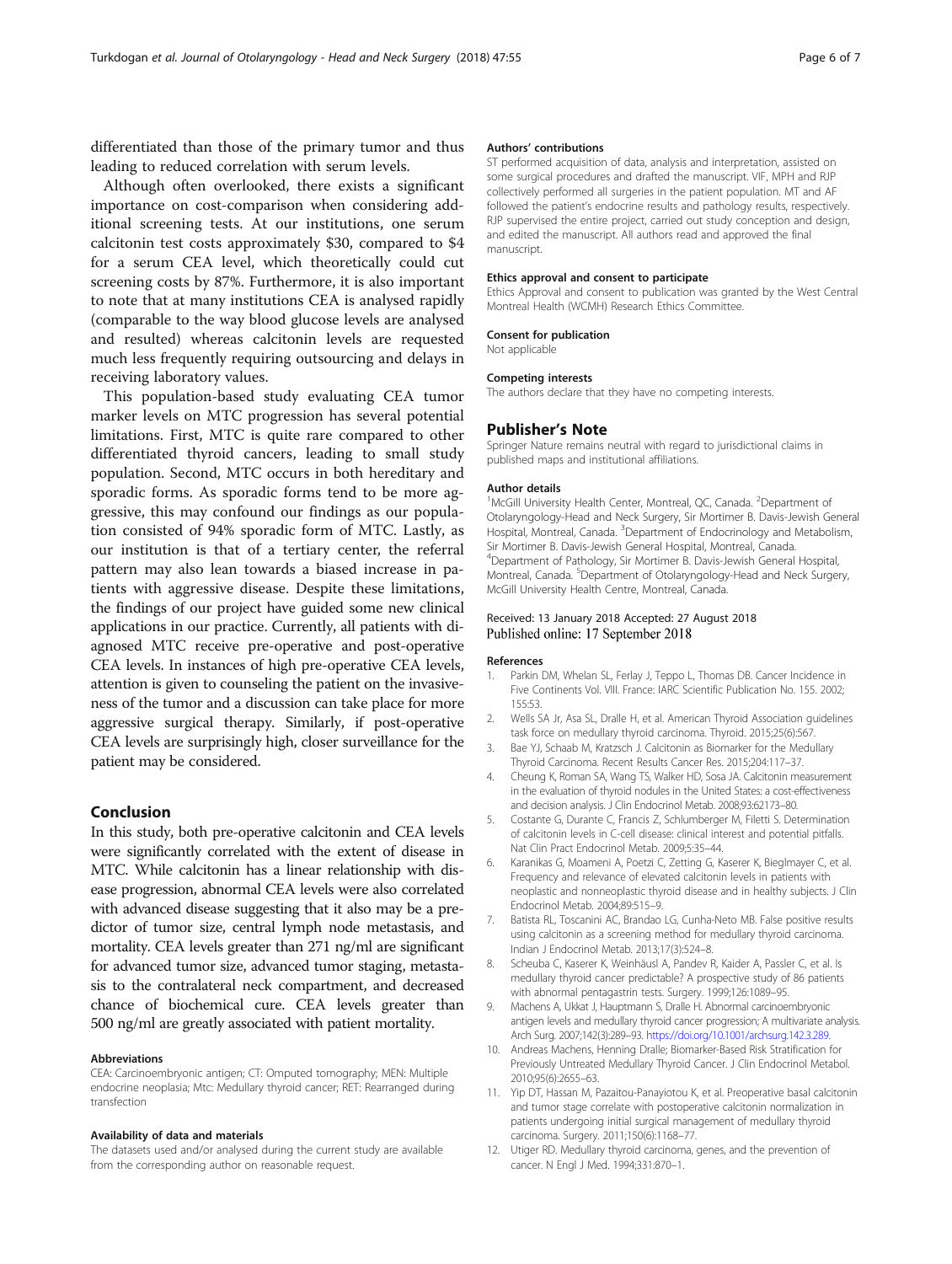differentiated than those of the primary tumor and thus leading to reduced correlation with serum levels.

Although often overlooked, there exists a significant importance on cost-comparison when considering additional screening tests. At our institutions, one serum calcitonin test costs approximately $30, compared to $4 for a serum CEA level, which theoretically could cut screening costs by 87%. Furthermore, it is also important to note that at many institutions CEA is analysed rapidly (comparable to the way blood glucose levels are analysed and resulted) whereas calcitonin levels are requested much less frequently requiring outsourcing and delays in receiving laboratory values.

This population-based study evaluating CEA tumor marker levels on MTC progression has several potential limitations. First, MTC is quite rare compared to other differentiated thyroid cancers, leading to small study population. Second, MTC occurs in both hereditary and sporadic forms. As sporadic forms tend to be more aggressive, this may confound our findings as our population consisted of 94% sporadic form of MTC. Lastly, as our institution is that of a tertiary center, the referral pattern may also lean towards a biased increase in patients with aggressive disease. Despite these limitations, the findings of our project have guided some new clinical applications in our practice. Currently, all patients with diagnosed MTC receive pre-operative and post-operative CEA levels. In instances of high pre-operative CEA levels, attention is given to counseling the patient on the invasiveness of the tumor and a discussion can take place for more aggressive surgical therapy. Similarly, if post-operative CEA levels are surprisingly high, closer surveillance for the patient may be considered.

## Conclusion

In this study, both pre-operative calcitonin and CEA levels were significantly correlated with the extent of disease in MTC. While calcitonin has a linear relationship with disease progression, abnormal CEA levels were also correlated with advanced disease suggesting that it also may be a predictor of tumor size, central lymph node metastasis, and mortality. CEA levels greater than 271 ng/ml are significant for advanced tumor size, advanced tumor staging, metastasis to the contralateral neck compartment, and decreased chance of biochemical cure. CEA levels greater than 500 ng/ml are greatly associated with patient mortality.

#### Abbreviations

CEA: Carcinoembryonic antigen; CT: Omputed tomography; MEN: Multiple endocrine neoplasia; Mtc: Medullary thyroid cancer; RET: Rearranged during transfection

#### Availability of data and materials

The datasets used and/or analysed during the current study are available from the corresponding author on reasonable request.

#### Authors' contributions

ST performed acquisition of data, analysis and interpretation, assisted on some surgical procedures and drafted the manuscript. VIF, MPH and RJP collectively performed all surgeries in the patient population. MT and AF followed the patient's endocrine results and pathology results, respectively. RJP supervised the entire project, carried out study conception and design, and edited the manuscript. All authors read and approved the final manuscript.

#### Ethics approval and consent to participate

Ethics Approval and consent to publication was granted by the West Central Montreal Health (WCMH) Research Ethics Committee.

#### Consent for publication

Not applicable

#### Competing interests

The authors declare that they have no competing interests.

## Publisher's Note

Springer Nature remains neutral with regard to jurisdictional claims in published maps and institutional affiliations.

#### Author details

[1]McGill University Health Center, Montreal, QC, Canada. [2]Department of Otolaryngology-Head and Neck Surgery, Sir Mortimer B. Davis-Jewish General Hospital, Montreal, Canada. [3]Department of Endocrinology and Metabolism, Sir Mortimer B. Davis-Jewish General Hospital, Montreal, Canada. [4]Department of Pathology, Sir Mortimer B. Davis-Jewish General Hospital, Montreal, Canada. [5]Department of Otolaryngology-Head and Neck Surgery, McGill University Health Centre, Montreal, Canada.

Received: 13 January 2018 Accepted: 27 August 2018
Published online: 17 September 2018

#### References

1. Parkin DM, Whelan SL, Ferlay J, Teppo L, Thomas DB. Cancer Incidence in Five Continents Vol. VIII. France: IARC Scientific Publication No. 155. 2002; 155:53.
2. Wells SA Jr, Asa SL, Dralle H, et al. American Thyroid Association guidelines task force on medullary thyroid carcinoma. Thyroid. 2015;25(6):567.
3. Bae YJ, Schaab M, Kratzsch J. Calcitonin as Biomarker for the Medullary Thyroid Carcinoma. Recent Results Cancer Res. 2015;204:117–37.
4. Cheung K, Roman SA, Wang TS, Walker HD, Sosa JA. Calcitonin measurement in the evaluation of thyroid nodules in the United States: a cost-effectiveness and decision analysis. J Clin Endocrinol Metab. 2008;93:62173–80.
5. Costante G, Durante C, Francis Z, Schlumberger M, Filetti S. Determination of calcitonin levels in C-cell disease: clinical interest and potential pitfalls. Nat Clin Pract Endocrinol Metab. 2009;5:35–44.
6. Karanikas G, Moameni A, Poetzi C, Zetting G, Kaserer K, Bieglmayer C, et al. Frequency and relevance of elevated calcitonin levels in patients with neoplastic and nonneoplastic thyroid disease and in healthy subjects. J Clin Endocrinol Metab. 2004;89:515–9.
7. Batista RL, Toscanini AC, Brandao LG, Cunha-Neto MB. False positive results using calcitonin as a screening method for medullary thyroid carcinoma. Indian J Endocrinol Metab. 2013;17(3):524–8.
8. Scheuba C, Kaserer K, Weinhäusl A, Pandev R, Kaider A, Passler C, et al. Is medullary thyroid cancer predictable? A prospective study of 86 patients with abnormal pentagastrin tests. Surgery. 1999;126:1089–95.
9. Machens A, Ukkat J, Hauptmann S, Dralle H. Abnormal carcinoembryonic antigen levels and medullary thyroid cancer progression; A multivariate analysis. Arch Surg. 2007;142(3):289–93. https://doi.org/10.1001/archsurg.142.3.289.
10. Andreas Machens, Henning Dralle; Biomarker-Based Risk Stratification for Previously Untreated Medullary Thyroid Cancer. J Clin Endocrinol Metabol. 2010;95(6):2655–63.
11. Yip DT, Hassan M, Pazaitou-Panayiotou K, et al. Preoperative basal calcitonin and tumor stage correlate with postoperative calcitonin normalization in patients undergoing initial surgical management of medullary thyroid carcinoma. Surgery. 2011;150(6):1168–77.
12. Utiger RD. Medullary thyroid carcinoma, genes, and the prevention of cancer. N Engl J Med. 1994;331:870–1.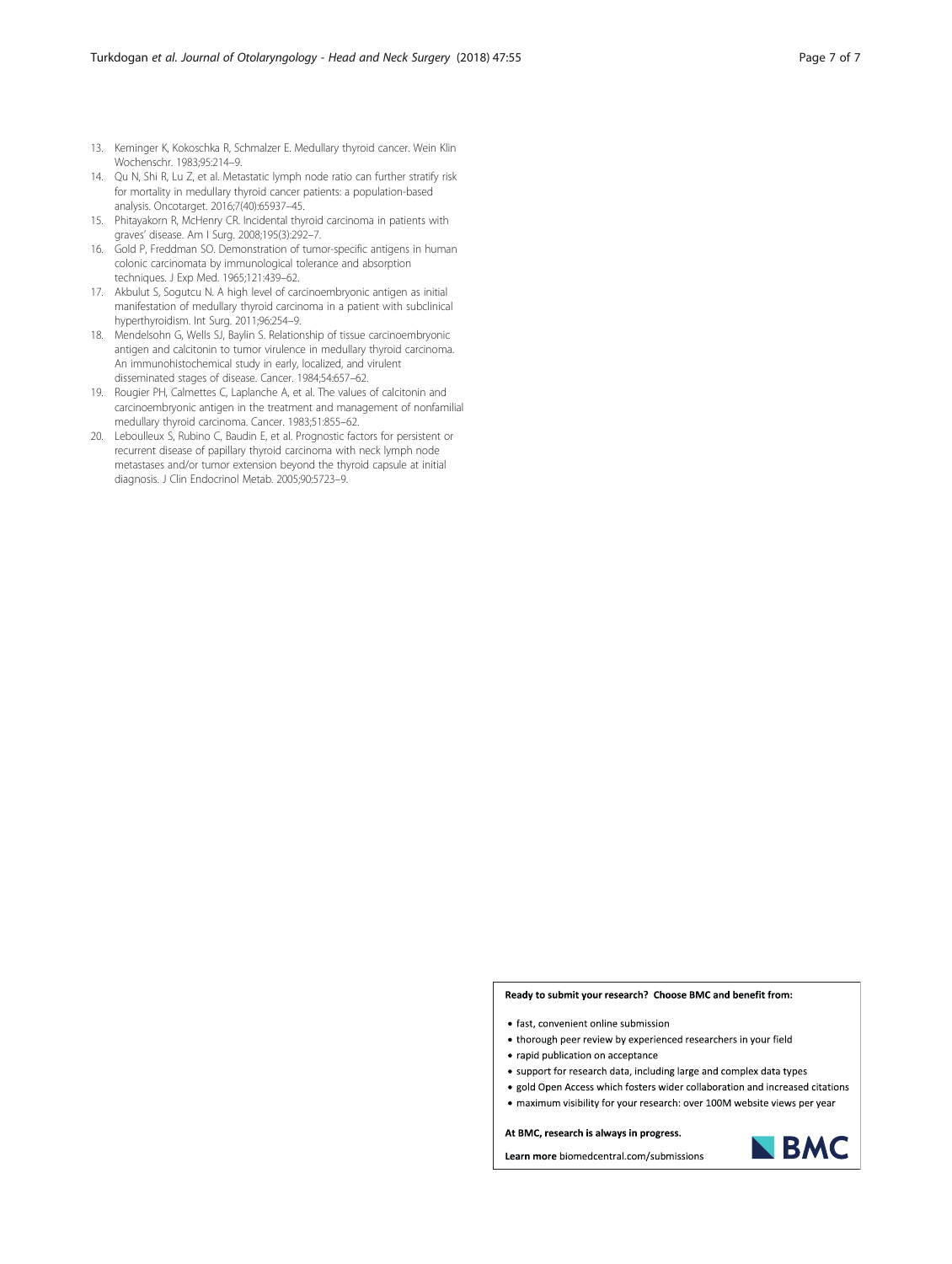13. Keminger K, Kokoschka R, Schmalzer E. Medullary thyroid cancer. Wein Klin Wochenschr. 1983;95:214–9.
14. Qu N, Shi R, Lu Z, et al. Metastatic lymph node ratio can further stratify risk for mortality in medullary thyroid cancer patients: a population-based analysis. Oncotarget. 2016;7(40):65937–45.
15. Phitayakorn R, McHenry CR. Incidental thyroid carcinoma in patients with graves' disease. Am I Surg. 2008;195(3):292–7.
16. Gold P, Freddman SO. Demonstration of tumor-specific antigens in human colonic carcinomata by immunological tolerance and absorption techniques. J Exp Med. 1965;121:439–62.
17. Akbulut S, Sogutcu N. A high level of carcinoembryonic antigen as initial manifestation of medullary thyroid carcinoma in a patient with subclinical hyperthyroidism. Int Surg. 2011;96:254–9.
18. Mendelsohn G, Wells SJ, Baylin S. Relationship of tissue carcinoembryonic antigen and calcitonin to tumor virulence in medullary thyroid carcinoma. An immunohistochemical study in early, localized, and virulent disseminated stages of disease. Cancer. 1984;54:657–62.
19. Rougier PH, Calmettes C, Laplanche A, et al. The values of calcitonin and carcinoembryonic antigen in the treatment and management of nonfamilial medullary thyroid carcinoma. Cancer. 1983;51:855–62.
20. Leboulleux S, Rubino C, Baudin E, et al. Prognostic factors for persistent or recurrent disease of papillary thyroid carcinoma with neck lymph node metastases and/or tumor extension beyond the thyroid capsule at initial diagnosis. J Clin Endocrinol Metab. 2005;90:5723–9.

**Ready to submit your research? Choose BMC and benefit from:**

- fast, convenient online submission
- thorough peer review by experienced researchers in your field
- rapid publication on acceptance
- support for research data, including large and complex data types
- gold Open Access which fosters wider collaboration and increased citations
- maximum visibility for your research: over 100M website views per year

**At BMC, research is always in progress.**

**Learn more** biomedcentral.com/submissions

BMC